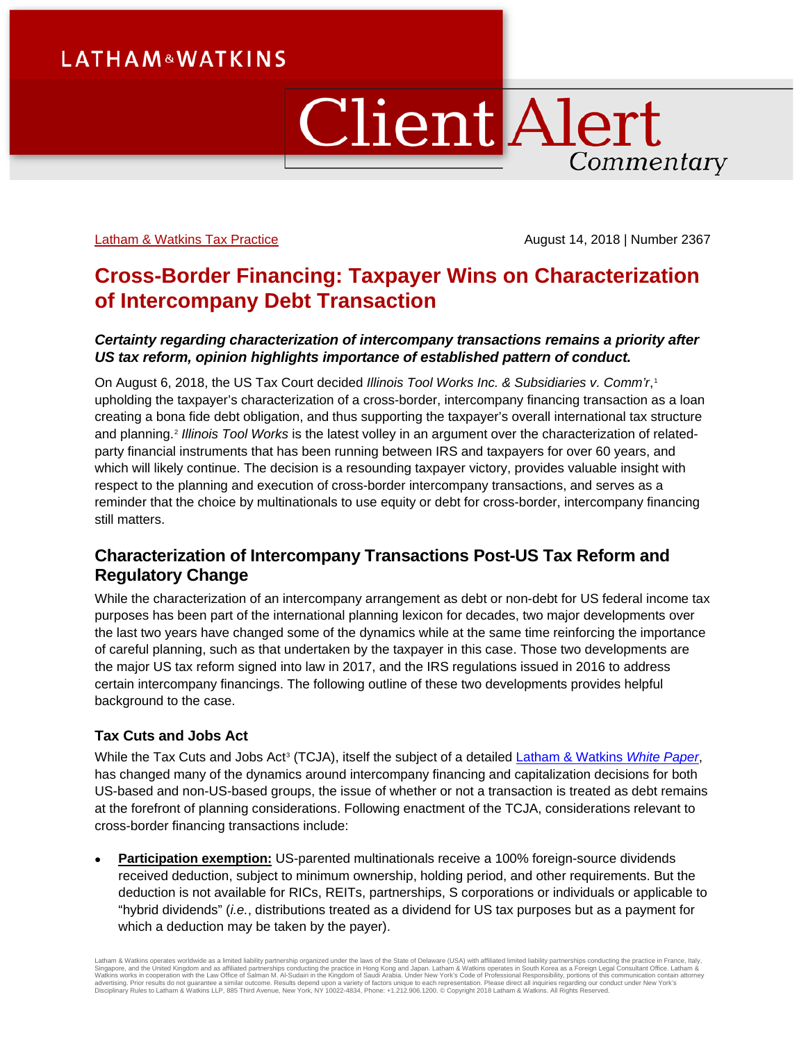LATHAM & WATKINS

# Client Alert

*Commentary*

Latham & Watkins Tax Practice

August 14, 2018 | Number 2367

# Cross-Border Financing: Taxpayer Wins on Characterization of Intercompany Debt Transaction

***Certainty regarding characterization of intercompany transactions remains a priority after US tax reform, opinion highlights importance of established pattern of conduct.***

On August 6, 2018, the US Tax Court decided *Illinois Tool Works Inc. & Subsidiaries v. Comm'r*,[1] upholding the taxpayer's characterization of a cross-border, intercompany financing transaction as a loan creating a bona fide debt obligation, and thus supporting the taxpayer's overall international tax structure and planning.[2] *Illinois Tool Works* is the latest volley in an argument over the characterization of related-party financial instruments that has been running between IRS and taxpayers for over 60 years, and which will likely continue. The decision is a resounding taxpayer victory, provides valuable insight with respect to the planning and execution of cross-border intercompany transactions, and serves as a reminder that the choice by multinationals to use equity or debt for cross-border, intercompany financing still matters.

## Characterization of Intercompany Transactions Post-US Tax Reform and Regulatory Change

While the characterization of an intercompany arrangement as debt or non-debt for US federal income tax purposes has been part of the international planning lexicon for decades, two major developments over the last two years have changed some of the dynamics while at the same time reinforcing the importance of careful planning, such as that undertaken by the taxpayer in this case. Those two developments are the major US tax reform signed into law in 2017, and the IRS regulations issued in 2016 to address certain intercompany financings. The following outline of these two developments provides helpful background to the case.

### Tax Cuts and Jobs Act

While the Tax Cuts and Jobs Act[3] (TCJA), itself the subject of a detailed Latham & Watkins *White Paper*, has changed many of the dynamics around intercompany financing and capitalization decisions for both US-based and non-US-based groups, the issue of whether or not a transaction is treated as debt remains at the forefront of planning considerations. Following enactment of the TCJA, considerations relevant to cross-border financing transactions include:

- **Participation exemption:** US-parented multinationals receive a 100% foreign-source dividends received deduction, subject to minimum ownership, holding period, and other requirements. But the deduction is not available for RICs, REITs, partnerships, S corporations or individuals or applicable to "hybrid dividends" (*i.e.*, distributions treated as a dividend for US tax purposes but as a payment for which a deduction may be taken by the payer).

Latham & Watkins operates worldwide as a limited liability partnership organized under the laws of the State of Delaware (USA) with affiliated limited liability partnerships conducting the practice in France, Italy, Singapore, and the United Kingdom and as affiliated partnerships conducting the practice in Hong Kong and Japan. Latham & Watkins operates in South Korea as a Foreign Legal Consultant Office. Latham & Watkins works in cooperation with the Law Office of Salman M. Al-Sudairi in the Kingdom of Saudi Arabia. Under New York's Code of Professional Responsibility, portions of this communication contain attorney advertising. Prior results do not guarantee a similar outcome. Results depend upon a variety of factors unique to each representation. Please direct all inquiries regarding our conduct under New York's Disciplinary Rules to Latham & Watkins LLP, 885 Third Avenue, New York, NY 10022-4834, Phone: +1.212.906.1200. © Copyright 2018 Latham & Watkins. All Rights Reserved.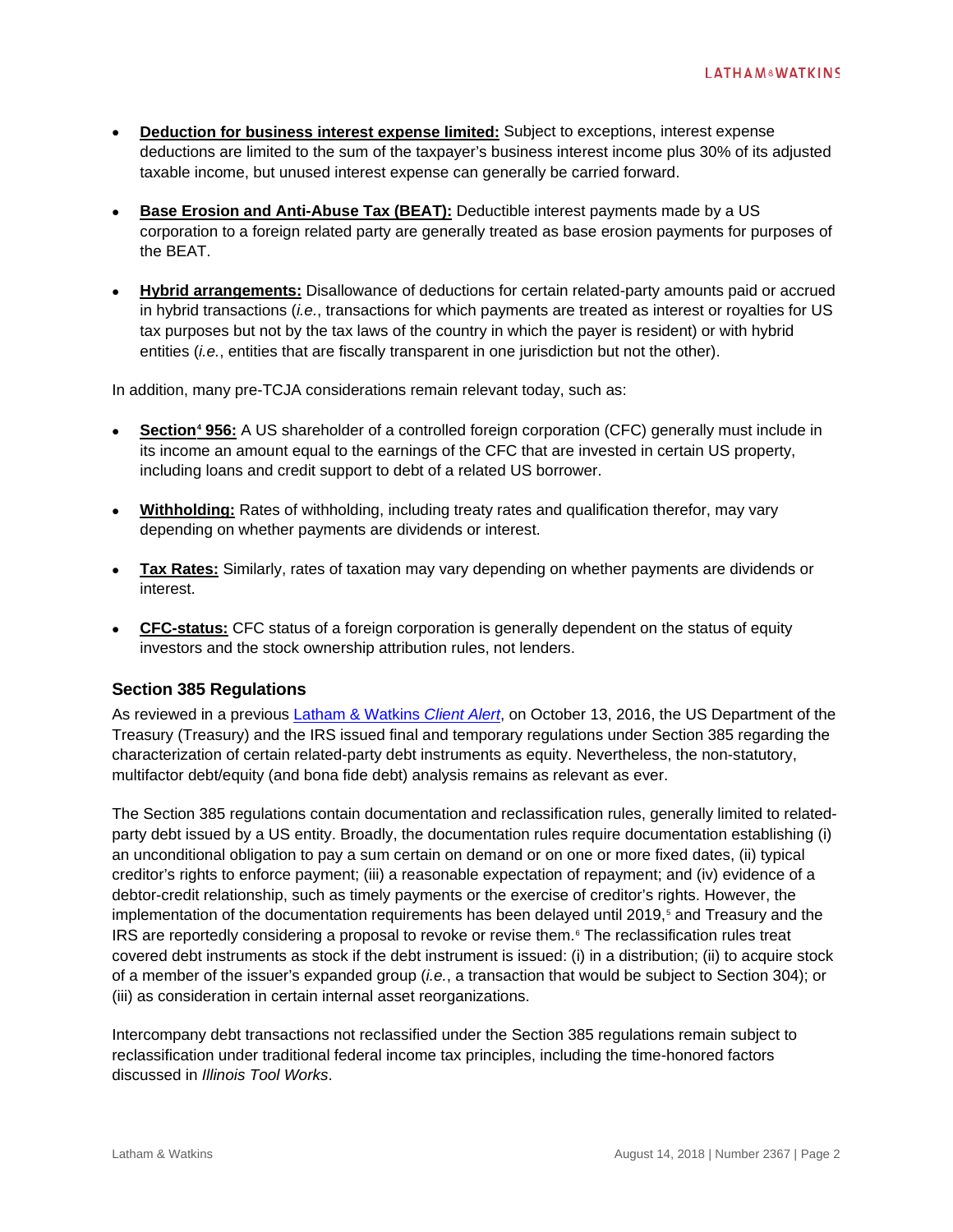- **Deduction for business interest expense limited:** Subject to exceptions, interest expense deductions are limited to the sum of the taxpayer's business interest income plus 30% of its adjusted taxable income, but unused interest expense can generally be carried forward.

- **Base Erosion and Anti-Abuse Tax (BEAT):** Deductible interest payments made by a US corporation to a foreign related party are generally treated as base erosion payments for purposes of the BEAT.

- **Hybrid arrangements:** Disallowance of deductions for certain related-party amounts paid or accrued in hybrid transactions (*i.e.*, transactions for which payments are treated as interest or royalties for US tax purposes but not by the tax laws of the country in which the payer is resident) or with hybrid entities (*i.e.*, entities that are fiscally transparent in one jurisdiction but not the other).

In addition, many pre-TCJA considerations remain relevant today, such as:

- **Section[4] 956:** A US shareholder of a controlled foreign corporation (CFC) generally must include in its income an amount equal to the earnings of the CFC that are invested in certain US property, including loans and credit support to debt of a related US borrower.

- **Withholding:** Rates of withholding, including treaty rates and qualification therefor, may vary depending on whether payments are dividends or interest.

- **Tax Rates:** Similarly, rates of taxation may vary depending on whether payments are dividends or interest.

- **CFC-status:** CFC status of a foreign corporation is generally dependent on the status of equity investors and the stock ownership attribution rules, not lenders.

### Section 385 Regulations

As reviewed in a previous Latham & Watkins *Client Alert*, on October 13, 2016, the US Department of the Treasury (Treasury) and the IRS issued final and temporary regulations under Section 385 regarding the characterization of certain related-party debt instruments as equity. Nevertheless, the non-statutory, multifactor debt/equity (and bona fide debt) analysis remains as relevant as ever.

The Section 385 regulations contain documentation and reclassification rules, generally limited to related-party debt issued by a US entity. Broadly, the documentation rules require documentation establishing (i) an unconditional obligation to pay a sum certain on demand or on one or more fixed dates, (ii) typical creditor's rights to enforce payment; (iii) a reasonable expectation of repayment; and (iv) evidence of a debtor-credit relationship, such as timely payments or the exercise of creditor's rights. However, the implementation of the documentation requirements has been delayed until 2019,[5] and Treasury and the IRS are reportedly considering a proposal to revoke or revise them.[6] The reclassification rules treat covered debt instruments as stock if the debt instrument is issued: (i) in a distribution; (ii) to acquire stock of a member of the issuer's expanded group (*i.e.*, a transaction that would be subject to Section 304); or (iii) as consideration in certain internal asset reorganizations.

Intercompany debt transactions not reclassified under the Section 385 regulations remain subject to reclassification under traditional federal income tax principles, including the time-honored factors discussed in *Illinois Tool Works*.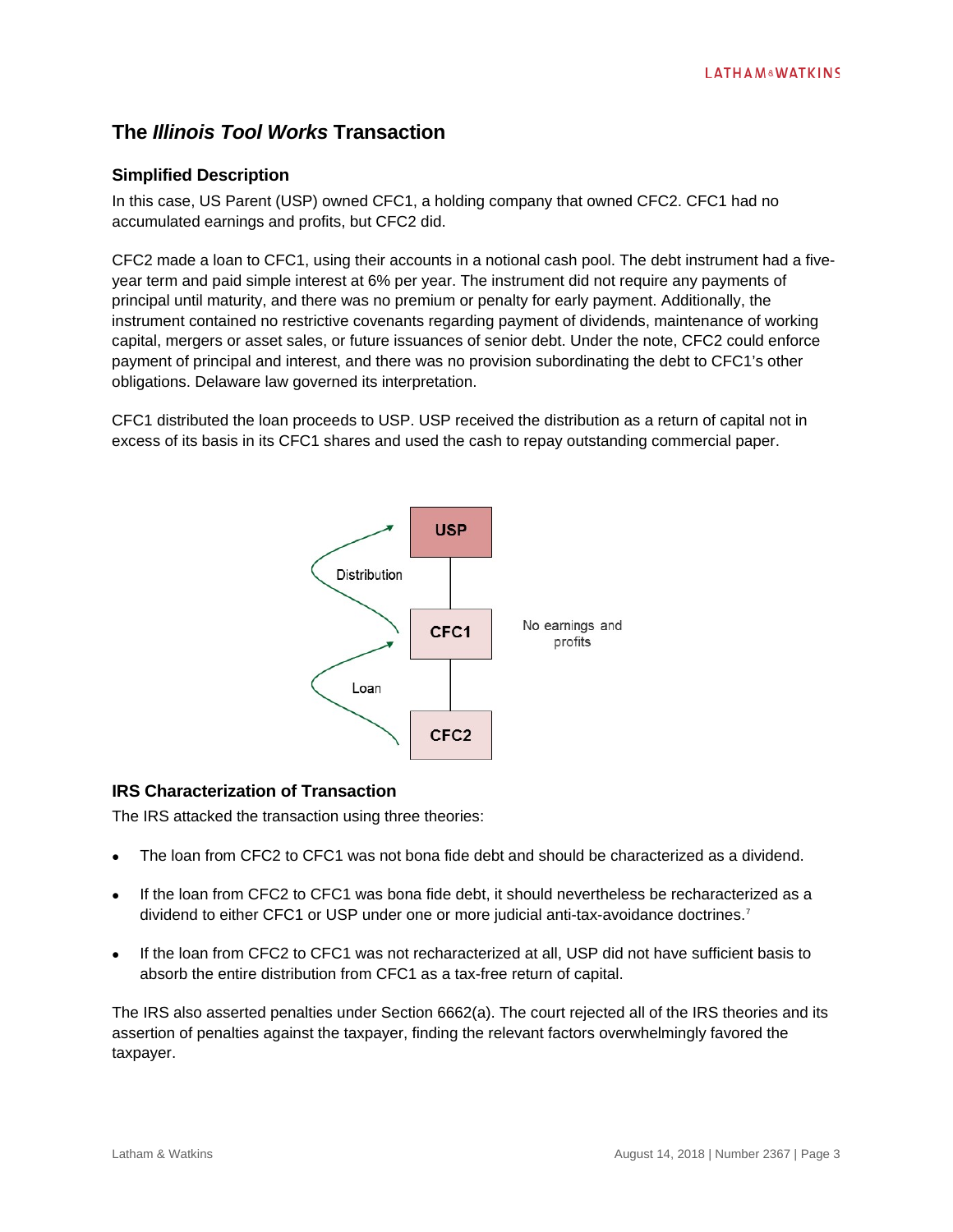## The *Illinois Tool Works* Transaction

### Simplified Description

In this case, US Parent (USP) owned CFC1, a holding company that owned CFC2. CFC1 had no accumulated earnings and profits, but CFC2 did.

CFC2 made a loan to CFC1, using their accounts in a notional cash pool. The debt instrument had a five-year term and paid simple interest at 6% per year. The instrument did not require any payments of principal until maturity, and there was no premium or penalty for early payment. Additionally, the instrument contained no restrictive covenants regarding payment of dividends, maintenance of working capital, mergers or asset sales, or future issuances of senior debt. Under the note, CFC2 could enforce payment of principal and interest, and there was no provision subordinating the debt to CFC1's other obligations. Delaware law governed its interpretation.

CFC1 distributed the loan proceeds to USP. USP received the distribution as a return of capital not in excess of its basis in its CFC1 shares and used the cash to repay outstanding commercial paper.

USP

Distribution

CFC1 — No earnings and profits

Loan

CFC2

### IRS Characterization of Transaction

The IRS attacked the transaction using three theories:

- The loan from CFC2 to CFC1 was not bona fide debt and should be characterized as a dividend.
- If the loan from CFC2 to CFC1 was bona fide debt, it should nevertheless be recharacterized as a dividend to either CFC1 or USP under one or more judicial anti-tax-avoidance doctrines.[7]
- If the loan from CFC2 to CFC1 was not recharacterized at all, USP did not have sufficient basis to absorb the entire distribution from CFC1 as a tax-free return of capital.

The IRS also asserted penalties under Section 6662(a). The court rejected all of the IRS theories and its assertion of penalties against the taxpayer, finding the relevant factors overwhelmingly favored the taxpayer.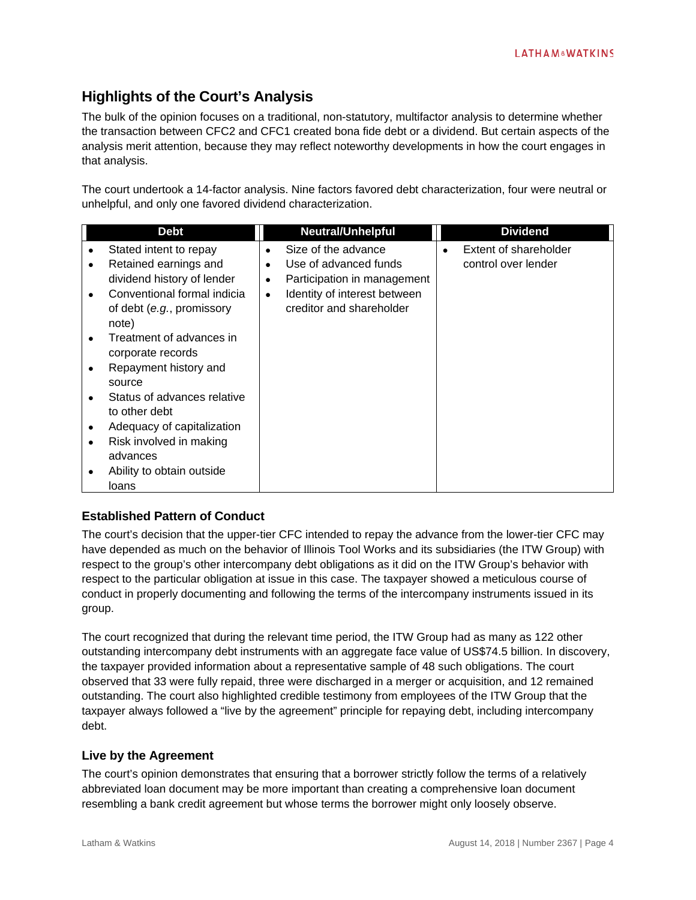## Highlights of the Court's Analysis

The bulk of the opinion focuses on a traditional, non-statutory, multifactor analysis to determine whether the transaction between CFC2 and CFC1 created bona fide debt or a dividend. But certain aspects of the analysis merit attention, because they may reflect noteworthy developments in how the court engages in that analysis.

The court undertook a 14-factor analysis. Nine factors favored debt characterization, four were neutral or unhelpful, and only one favored dividend characterization.

| Debt | Neutral/Unhelpful | Dividend |
|---|---|---|
| • Stated intent to repay<br>• Retained earnings and dividend history of lender<br>• Conventional formal indicia of debt (*e.g.*, promissory note)<br>• Treatment of advances in corporate records<br>• Repayment history and source<br>• Status of advances relative to other debt<br>• Adequacy of capitalization<br>• Risk involved in making advances<br>• Ability to obtain outside loans | • Size of the advance<br>• Use of advanced funds<br>• Participation in management<br>• Identity of interest between creditor and shareholder | • Extent of shareholder control over lender |

### Established Pattern of Conduct

The court's decision that the upper-tier CFC intended to repay the advance from the lower-tier CFC may have depended as much on the behavior of Illinois Tool Works and its subsidiaries (the ITW Group) with respect to the group's other intercompany debt obligations as it did on the ITW Group's behavior with respect to the particular obligation at issue in this case. The taxpayer showed a meticulous course of conduct in properly documenting and following the terms of the intercompany instruments issued in its group.

The court recognized that during the relevant time period, the ITW Group had as many as 122 other outstanding intercompany debt instruments with an aggregate face value of US$74.5 billion. In discovery, the taxpayer provided information about a representative sample of 48 such obligations. The court observed that 33 were fully repaid, three were discharged in a merger or acquisition, and 12 remained outstanding. The court also highlighted credible testimony from employees of the ITW Group that the taxpayer always followed a "live by the agreement" principle for repaying debt, including intercompany debt.

### Live by the Agreement

The court's opinion demonstrates that ensuring that a borrower strictly follow the terms of a relatively abbreviated loan document may be more important than creating a comprehensive loan document resembling a bank credit agreement but whose terms the borrower might only loosely observe.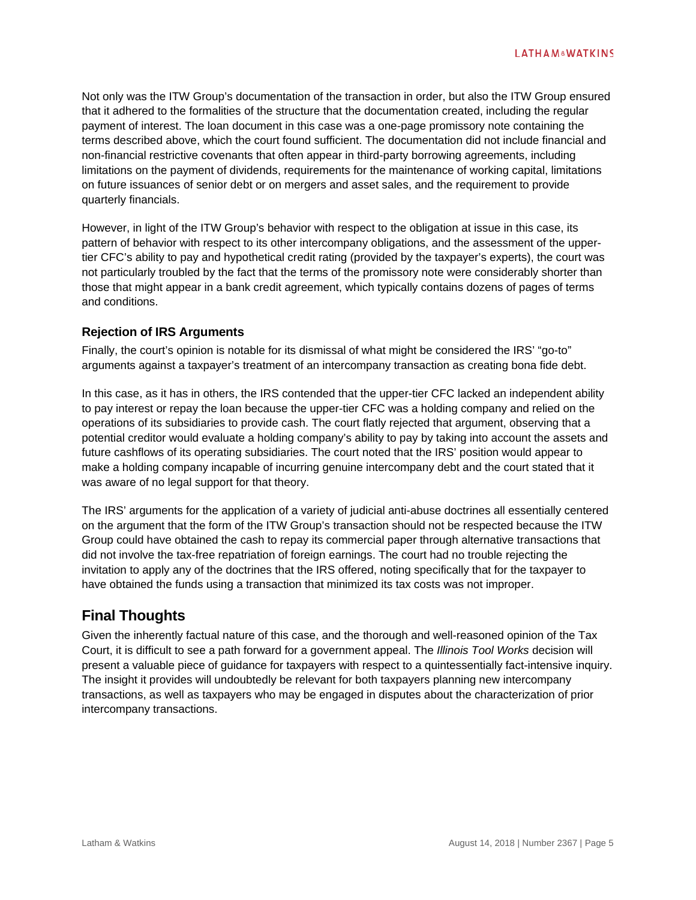Not only was the ITW Group's documentation of the transaction in order, but also the ITW Group ensured that it adhered to the formalities of the structure that the documentation created, including the regular payment of interest. The loan document in this case was a one-page promissory note containing the terms described above, which the court found sufficient. The documentation did not include financial and non-financial restrictive covenants that often appear in third-party borrowing agreements, including limitations on the payment of dividends, requirements for the maintenance of working capital, limitations on future issuances of senior debt or on mergers and asset sales, and the requirement to provide quarterly financials.

However, in light of the ITW Group's behavior with respect to the obligation at issue in this case, its pattern of behavior with respect to its other intercompany obligations, and the assessment of the upper-tier CFC's ability to pay and hypothetical credit rating (provided by the taxpayer's experts), the court was not particularly troubled by the fact that the terms of the promissory note were considerably shorter than those that might appear in a bank credit agreement, which typically contains dozens of pages of terms and conditions.

### Rejection of IRS Arguments

Finally, the court's opinion is notable for its dismissal of what might be considered the IRS' "go-to" arguments against a taxpayer's treatment of an intercompany transaction as creating bona fide debt.

In this case, as it has in others, the IRS contended that the upper-tier CFC lacked an independent ability to pay interest or repay the loan because the upper-tier CFC was a holding company and relied on the operations of its subsidiaries to provide cash. The court flatly rejected that argument, observing that a potential creditor would evaluate a holding company's ability to pay by taking into account the assets and future cashflows of its operating subsidiaries. The court noted that the IRS' position would appear to make a holding company incapable of incurring genuine intercompany debt and the court stated that it was aware of no legal support for that theory.

The IRS' arguments for the application of a variety of judicial anti-abuse doctrines all essentially centered on the argument that the form of the ITW Group's transaction should not be respected because the ITW Group could have obtained the cash to repay its commercial paper through alternative transactions that did not involve the tax-free repatriation of foreign earnings. The court had no trouble rejecting the invitation to apply any of the doctrines that the IRS offered, noting specifically that for the taxpayer to have obtained the funds using a transaction that minimized its tax costs was not improper.

## Final Thoughts

Given the inherently factual nature of this case, and the thorough and well-reasoned opinion of the Tax Court, it is difficult to see a path forward for a government appeal. The *Illinois Tool Works* decision will present a valuable piece of guidance for taxpayers with respect to a quintessentially fact-intensive inquiry. The insight it provides will undoubtedly be relevant for both taxpayers planning new intercompany transactions, as well as taxpayers who may be engaged in disputes about the characterization of prior intercompany transactions.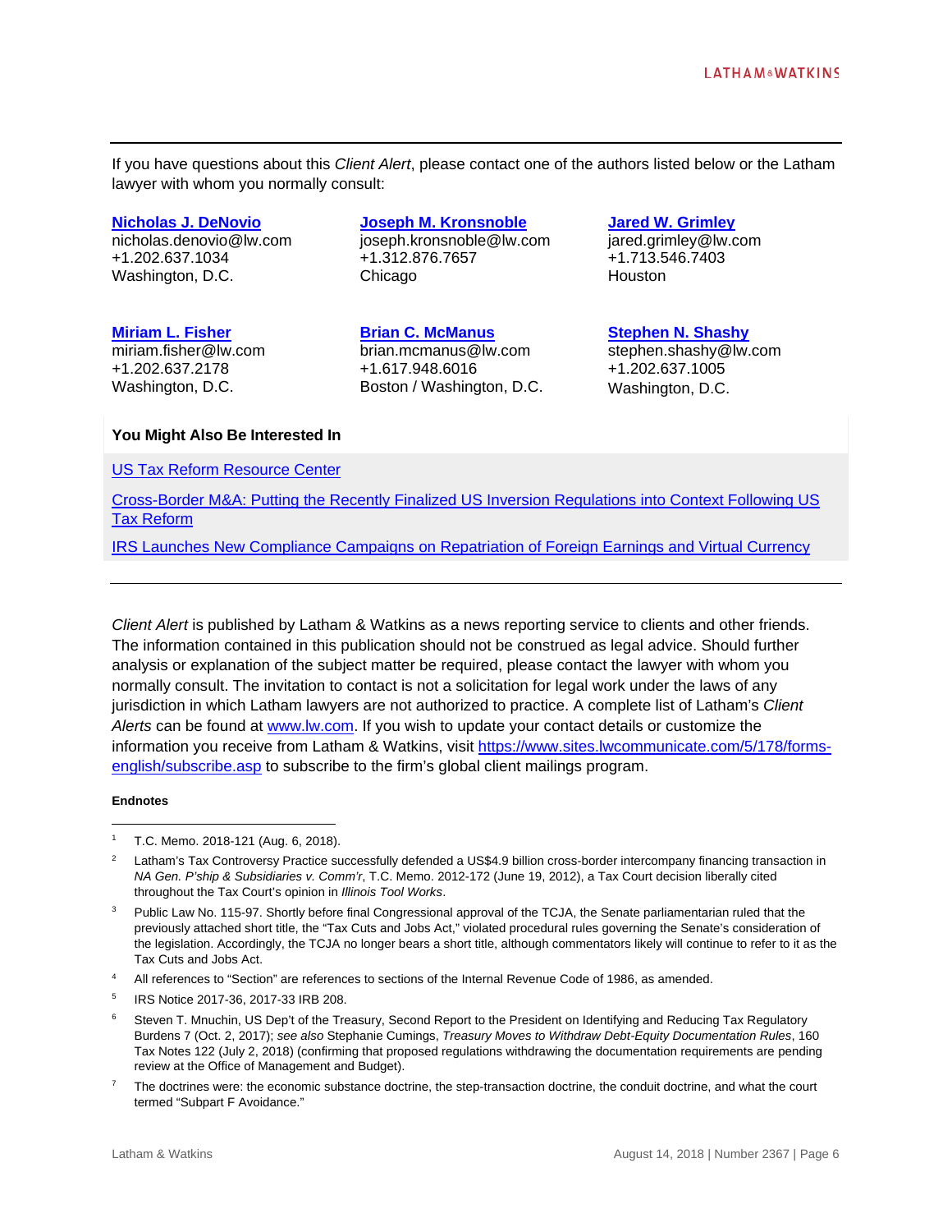If you have questions about this *Client Alert*, please contact one of the authors listed below or the Latham lawyer with whom you normally consult:

**Nicholas J. DeNovio**
nicholas.denovio@lw.com
+1.202.637.1034
Washington, D.C.

**Joseph M. Kronsnoble**
joseph.kronsnoble@lw.com
+1.312.876.7657
Chicago

**Jared W. Grimley**
jared.grimley@lw.com
+1.713.546.7403
Houston

**Miriam L. Fisher**
miriam.fisher@lw.com
+1.202.637.2178
Washington, D.C.

**Brian C. McManus**
brian.mcmanus@lw.com
+1.617.948.6016
Boston / Washington, D.C.

**Stephen N. Shashy**
stephen.shashy@lw.com
+1.202.637.1005
Washington, D.C.

**You Might Also Be Interested In**

US Tax Reform Resource Center

Cross-Border M&A: Putting the Recently Finalized US Inversion Regulations into Context Following US Tax Reform

IRS Launches New Compliance Campaigns on Repatriation of Foreign Earnings and Virtual Currency

---

*Client Alert* is published by Latham & Watkins as a news reporting service to clients and other friends. The information contained in this publication should not be construed as legal advice. Should further analysis or explanation of the subject matter be required, please contact the lawyer with whom you normally consult. The invitation to contact is not a solicitation for legal work under the laws of any jurisdiction in which Latham lawyers are not authorized to practice. A complete list of Latham's *Client Alerts* can be found at www.lw.com. If you wish to update your contact details or customize the information you receive from Latham & Watkins, visit https://www.sites.lwcommunicate.com/5/178/forms-english/subscribe.asp to subscribe to the firm's global client mailings program.

**Endnotes**

1. T.C. Memo. 2018-121 (Aug. 6, 2018).

2. Latham's Tax Controversy Practice successfully defended a US$4.9 billion cross-border intercompany financing transaction in *NA Gen. P'ship & Subsidiaries v. Comm'r*, T.C. Memo. 2012-172 (June 19, 2012), a Tax Court decision liberally cited throughout the Tax Court's opinion in *Illinois Tool Works*.

3. Public Law No. 115-97. Shortly before final Congressional approval of the TCJA, the Senate parliamentarian ruled that the previously attached short title, the "Tax Cuts and Jobs Act," violated procedural rules governing the Senate's consideration of the legislation. Accordingly, the TCJA no longer bears a short title, although commentators likely will continue to refer to it as the Tax Cuts and Jobs Act.

4. All references to "Section" are references to sections of the Internal Revenue Code of 1986, as amended.

5. IRS Notice 2017-36, 2017-33 IRB 208.

6. Steven T. Mnuchin, US Dep't of the Treasury, Second Report to the President on Identifying and Reducing Tax Regulatory Burdens 7 (Oct. 2, 2017); *see also* Stephanie Cumings, *Treasury Moves to Withdraw Debt-Equity Documentation Rules*, 160 Tax Notes 122 (July 2, 2018) (confirming that proposed regulations withdrawing the documentation requirements are pending review at the Office of Management and Budget).

7. The doctrines were: the economic substance doctrine, the step-transaction doctrine, the conduit doctrine, and what the court termed "Subpart F Avoidance."